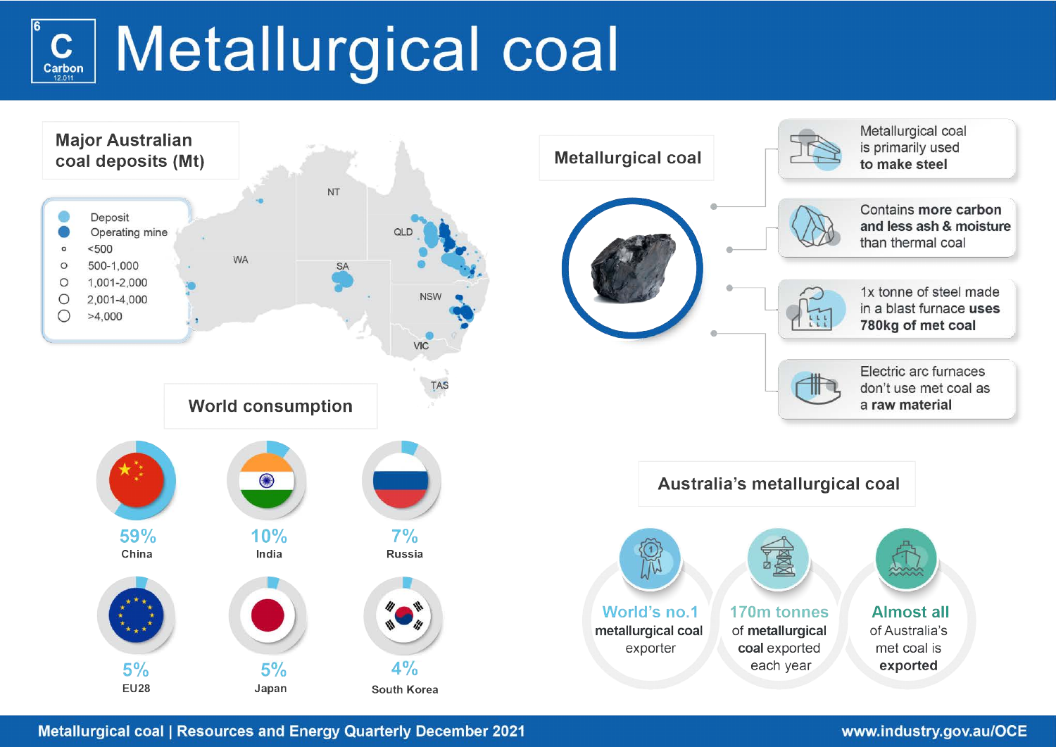# Metallurgical coal

## Major Australian coal deposits (Mt)

- Deposit
- Operating mine
- <500
- 500-1,000
- 1,001-2,000
- 2,001-4,000
- >4,000

NT, QLD, WA, SA, NSW, VIC, TAS

## Metallurgical coal

- Metallurgical coal is primarily used **to make steel**
- Contains **more carbon and less ash & moisture** than thermal coal
- 1x tonne of steel made in a blast furnace **uses 780kg of met coal**
- Electric arc furnaces don't use met coal as a **raw material**

## World consumption

| Country | Share |
|---|---|
| China | 59% |
| India | 10% |
| Russia | 7% |
| EU28 | 5% |
| Japan | 5% |
| South Korea | 4% |

## Australia's metallurgical coal

- **World's no.1** **metallurgical coal** exporter
- **170m tonnes** of **metallurgical coal** exported each year
- **Almost all** of Australia's met coal is **exported**

Metallurgical coal | Resources and Energy Quarterly December 2021 — www.industry.gov.au/OCE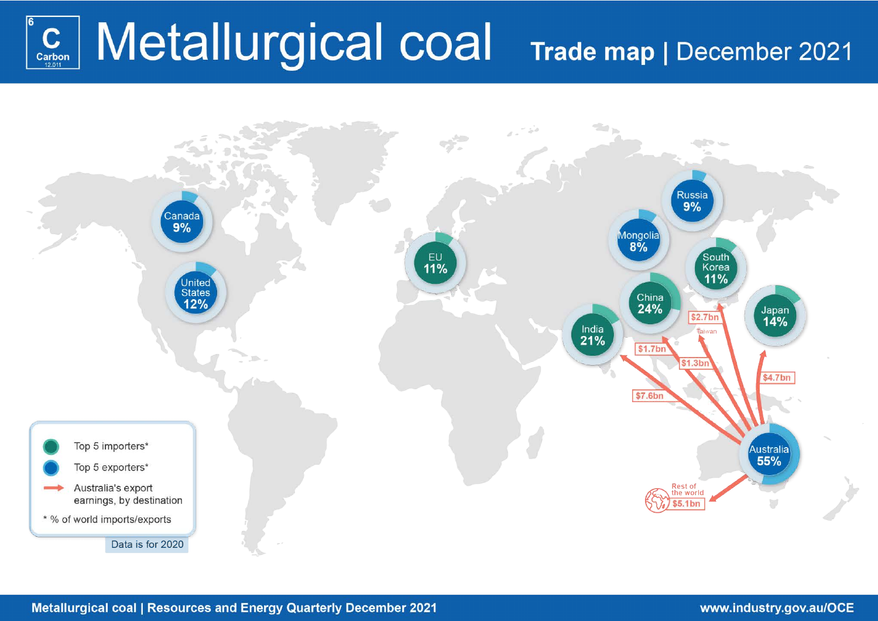# Metallurgical coal

**Trade map | December 2021**

**Top 5 importers*** (% of world imports)

- China 24%
- India 21%
- Japan 14%
- EU 11%
- South Korea 11%

**Top 5 exporters*** (% of world exports)

- Australia 55%
- United States 12%
- Canada 9%
- Russia 9%
- Mongolia 8%

**Australia's export earnings, by destination**

- India $7.6bn
- Japan $4.7bn
- South Korea $2.7bn
- China $1.7bn
- Taiwan $1.3bn
- Rest of the world $5.1bn

\* % of world imports/exports

Data is for 2020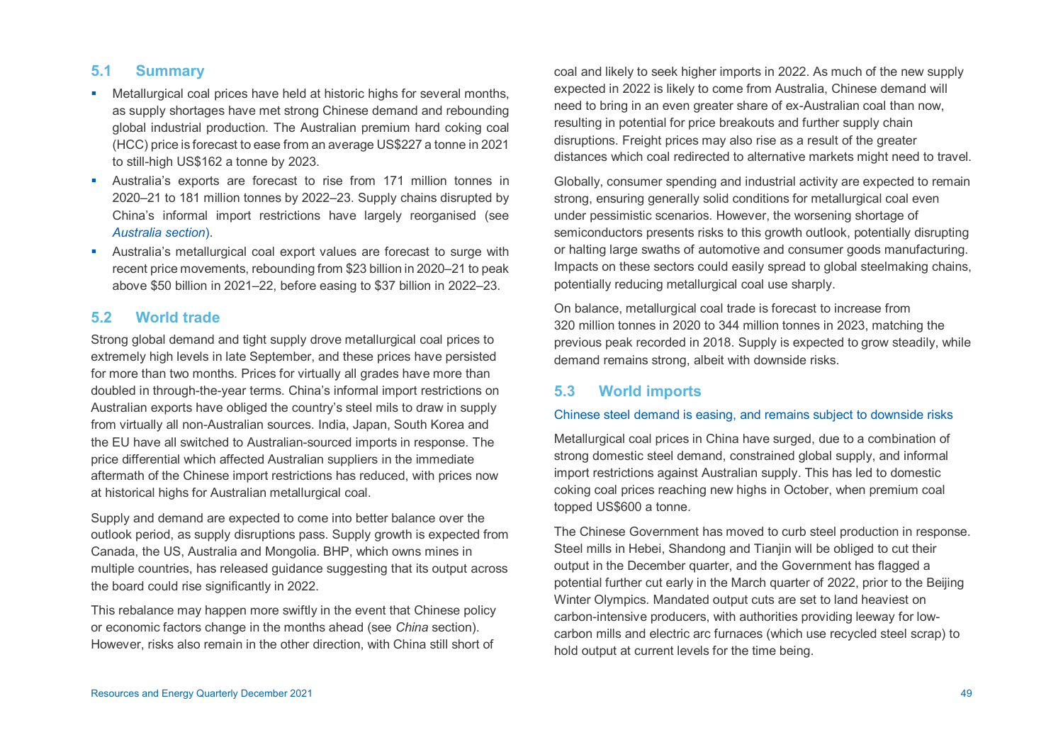## 5.1 Summary

- Metallurgical coal prices have held at historic highs for several months, as supply shortages have met strong Chinese demand and rebounding global industrial production. The Australian premium hard coking coal (HCC) price is forecast to ease from an average US$227 a tonne in 2021 to still-high US$162 a tonne by 2023.
- Australia's exports are forecast to rise from 171 million tonnes in 2020–21 to 181 million tonnes by 2022–23. Supply chains disrupted by China's informal import restrictions have largely reorganised (see *Australia section*).
- Australia's metallurgical coal export values are forecast to surge with recent price movements, rebounding from $23 billion in 2020–21 to peak above $50 billion in 2021–22, before easing to $37 billion in 2022–23.

## 5.2 World trade

Strong global demand and tight supply drove metallurgical coal prices to extremely high levels in late September, and these prices have persisted for more than two months. Prices for virtually all grades have more than doubled in through-the-year terms. China's informal import restrictions on Australian exports have obliged the country's steel mils to draw in supply from virtually all non-Australian sources. India, Japan, South Korea and the EU have all switched to Australian-sourced imports in response. The price differential which affected Australian suppliers in the immediate aftermath of the Chinese import restrictions has reduced, with prices now at historical highs for Australian metallurgical coal.

Supply and demand are expected to come into better balance over the outlook period, as supply disruptions pass. Supply growth is expected from Canada, the US, Australia and Mongolia. BHP, which owns mines in multiple countries, has released guidance suggesting that its output across the board could rise significantly in 2022.

This rebalance may happen more swiftly in the event that Chinese policy or economic factors change in the months ahead (see *China* section). However, risks also remain in the other direction, with China still short of coal and likely to seek higher imports in 2022. As much of the new supply expected in 2022 is likely to come from Australia, Chinese demand will need to bring in an even greater share of ex-Australian coal than now, resulting in potential for price breakouts and further supply chain disruptions. Freight prices may also rise as a result of the greater distances which coal redirected to alternative markets might need to travel.

Globally, consumer spending and industrial activity are expected to remain strong, ensuring generally solid conditions for metallurgical coal even under pessimistic scenarios. However, the worsening shortage of semiconductors presents risks to this growth outlook, potentially disrupting or halting large swaths of automotive and consumer goods manufacturing. Impacts on these sectors could easily spread to global steelmaking chains, potentially reducing metallurgical coal use sharply.

On balance, metallurgical coal trade is forecast to increase from 320 million tonnes in 2020 to 344 million tonnes in 2023, matching the previous peak recorded in 2018. Supply is expected to grow steadily, while demand remains strong, albeit with downside risks.

## 5.3 World imports

### Chinese steel demand is easing, and remains subject to downside risks

Metallurgical coal prices in China have surged, due to a combination of strong domestic steel demand, constrained global supply, and informal import restrictions against Australian supply. This has led to domestic coking coal prices reaching new highs in October, when premium coal topped US$600 a tonne.

The Chinese Government has moved to curb steel production in response. Steel mills in Hebei, Shandong and Tianjin will be obliged to cut their output in the December quarter, and the Government has flagged a potential further cut early in the March quarter of 2022, prior to the Beijing Winter Olympics. Mandated output cuts are set to land heaviest on carbon-intensive producers, with authorities providing leeway for low-carbon mills and electric arc furnaces (which use recycled steel scrap) to hold output at current levels for the time being.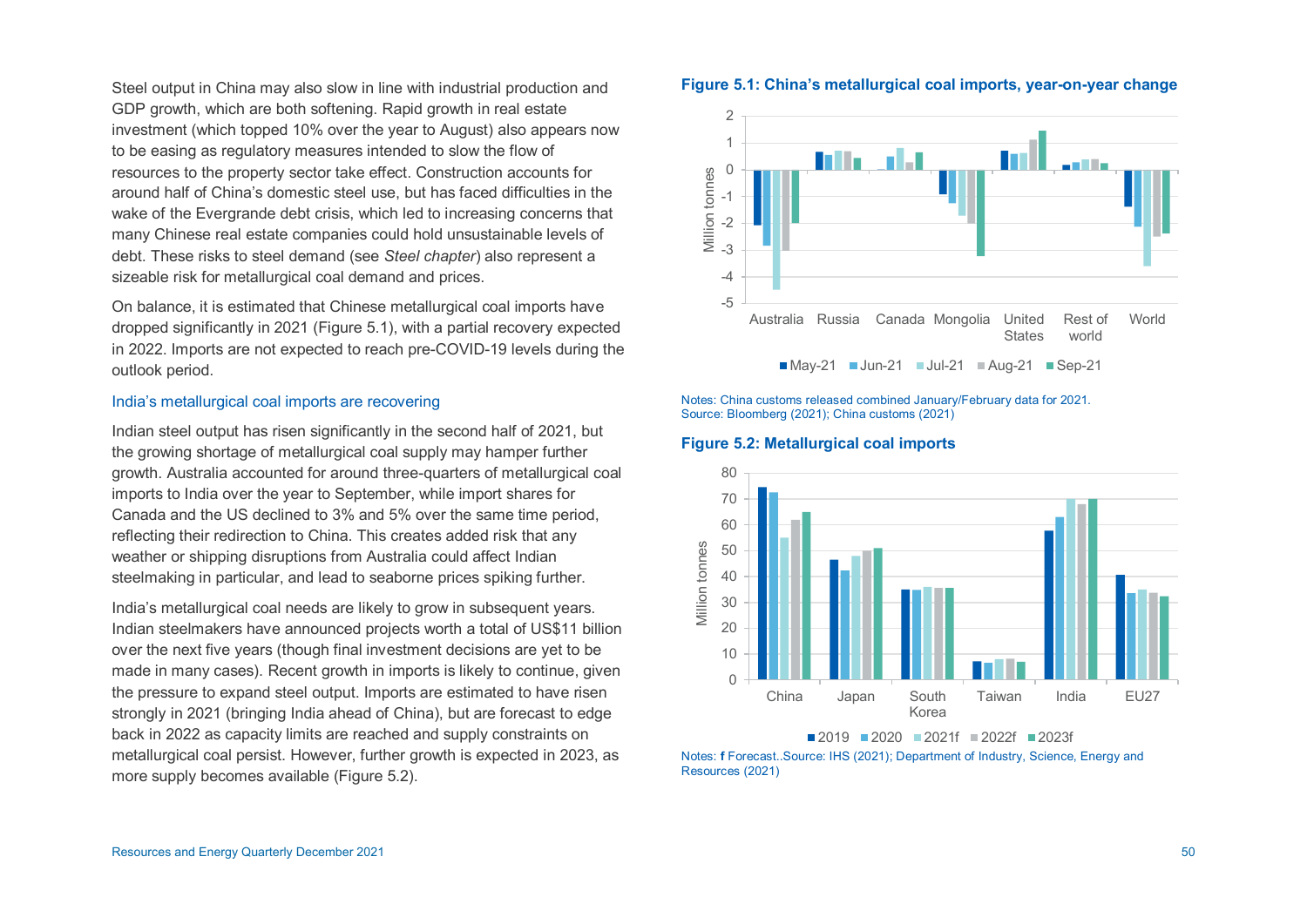Steel output in China may also slow in line with industrial production and GDP growth, which are both softening. Rapid growth in real estate investment (which topped 10% over the year to August) also appears now to be easing as regulatory measures intended to slow the flow of resources to the property sector take effect. Construction accounts for around half of China's domestic steel use, but has faced difficulties in the wake of the Evergrande debt crisis, which led to increasing concerns that many Chinese real estate companies could hold unsustainable levels of debt. These risks to steel demand (see *Steel chapter*) also represent a sizeable risk for metallurgical coal demand and prices.

On balance, it is estimated that Chinese metallurgical coal imports have dropped significantly in 2021 (Figure 5.1), with a partial recovery expected in 2022. Imports are not expected to reach pre-COVID-19 levels during the outlook period.

### India's metallurgical coal imports are recovering

Indian steel output has risen significantly in the second half of 2021, but the growing shortage of metallurgical coal supply may hamper further growth. Australia accounted for around three-quarters of metallurgical coal imports to India over the year to September, while import shares for Canada and the US declined to 3% and 5% over the same time period, reflecting their redirection to China. This creates added risk that any weather or shipping disruptions from Australia could affect Indian steelmaking in particular, and lead to seaborne prices spiking further.

India's metallurgical coal needs are likely to grow in subsequent years. Indian steelmakers have announced projects worth a total of US$11 billion over the next five years (though final investment decisions are yet to be made in many cases). Recent growth in imports is likely to continue, given the pressure to expand steel output. Imports are estimated to have risen strongly in 2021 (bringing India ahead of China), but are forecast to edge back in 2022 as capacity limits are reached and supply constraints on metallurgical coal persist. However, further growth is expected in 2023, as more supply becomes available (Figure 5.2).

**Figure 5.1: China's metallurgical coal imports, year-on-year change**

Notes: China customs released combined January/February data for 2021.
Source: Bloomberg (2021); China customs (2021)

**Figure 5.2: Metallurgical coal imports**

Notes: **f** Forecast..Source: IHS (2021); Department of Industry, Science, Energy and Resources (2021)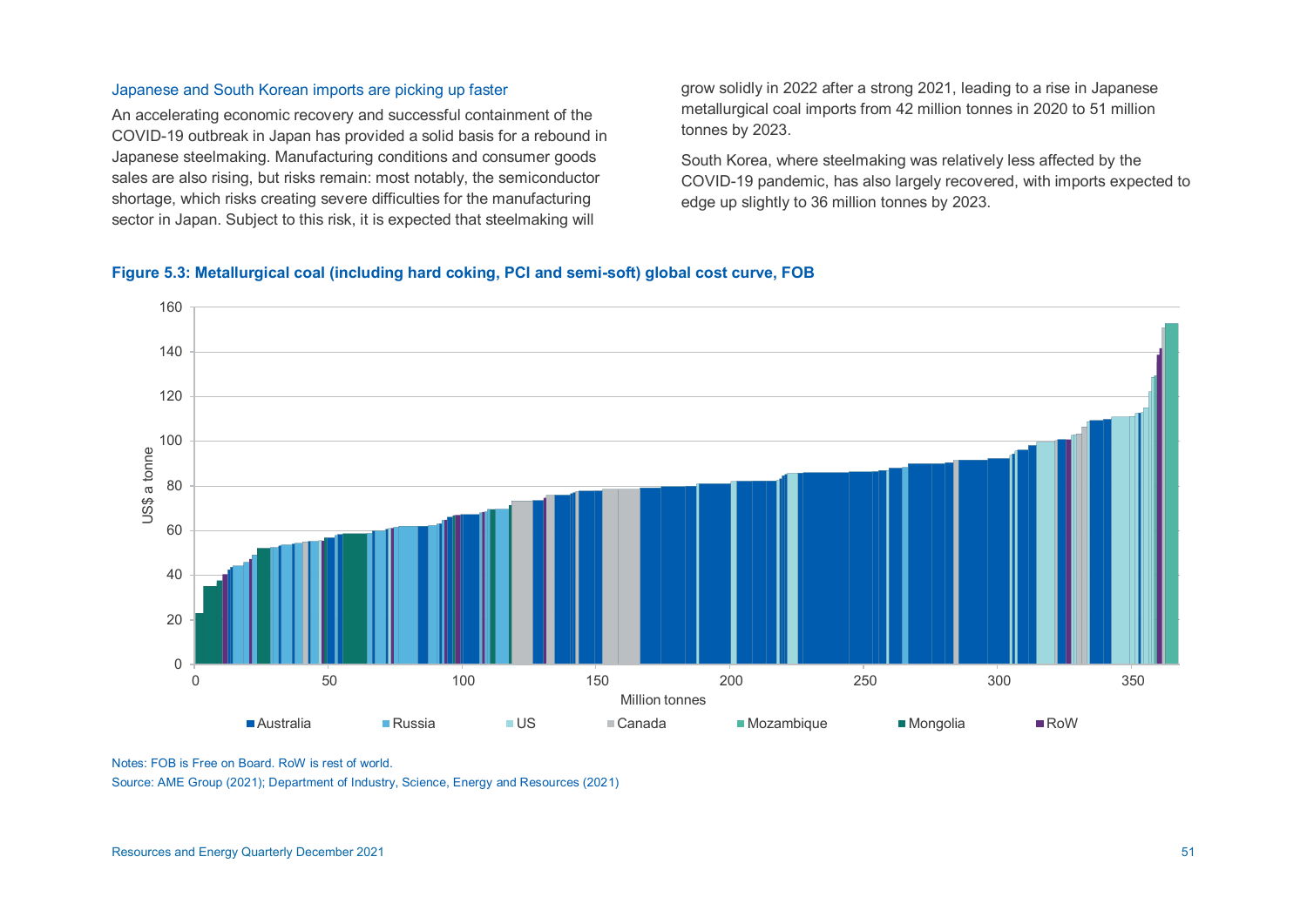### Japanese and South Korean imports are picking up faster

An accelerating economic recovery and successful containment of the COVID-19 outbreak in Japan has provided a solid basis for a rebound in Japanese steelmaking. Manufacturing conditions and consumer goods sales are also rising, but risks remain: most notably, the semiconductor shortage, which risks creating severe difficulties for the manufacturing sector in Japan. Subject to this risk, it is expected that steelmaking will grow solidly in 2022 after a strong 2021, leading to a rise in Japanese metallurgical coal imports from 42 million tonnes in 2020 to 51 million tonnes by 2023.

South Korea, where steelmaking was relatively less affected by the COVID-19 pandemic, has also largely recovered, with imports expected to edge up slightly to 36 million tonnes by 2023.

**Figure 5.3: Metallurgical coal (including hard coking, PCI and semi-soft) global cost curve, FOB**

Notes: FOB is Free on Board. RoW is rest of world.

Source: AME Group (2021); Department of Industry, Science, Energy and Resources (2021)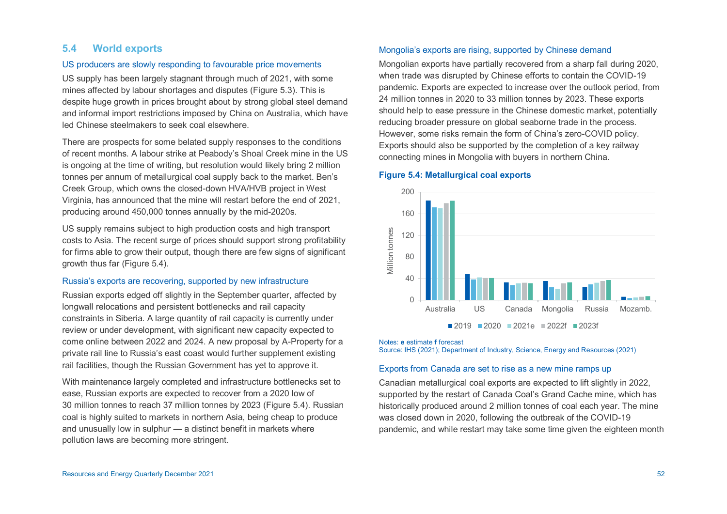## 5.4 World exports

### US producers are slowly responding to favourable price movements

US supply has been largely stagnant through much of 2021, with some mines affected by labour shortages and disputes (Figure 5.3). This is despite huge growth in prices brought about by strong global steel demand and informal import restrictions imposed by China on Australia, which have led Chinese steelmakers to seek coal elsewhere.

There are prospects for some belated supply responses to the conditions of recent months. A labour strike at Peabody's Shoal Creek mine in the US is ongoing at the time of writing, but resolution would likely bring 2 million tonnes per annum of metallurgical coal supply back to the market. Ben's Creek Group, which owns the closed-down HVA/HVB project in West Virginia, has announced that the mine will restart before the end of 2021, producing around 450,000 tonnes annually by the mid-2020s.

US supply remains subject to high production costs and high transport costs to Asia. The recent surge of prices should support strong profitability for firms able to grow their output, though there are few signs of significant growth thus far (Figure 5.4).

### Russia's exports are recovering, supported by new infrastructure

Russian exports edged off slightly in the September quarter, affected by longwall relocations and persistent bottlenecks and rail capacity constraints in Siberia. A large quantity of rail capacity is currently under review or under development, with significant new capacity expected to come online between 2022 and 2024. A new proposal by A-Property for a private rail line to Russia's east coast would further supplement existing rail facilities, though the Russian Government has yet to approve it.

With maintenance largely completed and infrastructure bottlenecks set to ease, Russian exports are expected to recover from a 2020 low of 30 million tonnes to reach 37 million tonnes by 2023 (Figure 5.4). Russian coal is highly suited to markets in northern Asia, being cheap to produce and unusually low in sulphur — a distinct benefit in markets where pollution laws are becoming more stringent.

### Mongolia's exports are rising, supported by Chinese demand

Mongolian exports have partially recovered from a sharp fall during 2020, when trade was disrupted by Chinese efforts to contain the COVID-19 pandemic. Exports are expected to increase over the outlook period, from 24 million tonnes in 2020 to 33 million tonnes by 2023. These exports should help to ease pressure in the Chinese domestic market, potentially reducing broader pressure on global seaborne trade in the process. However, some risks remain the form of China's zero-COVID policy. Exports should also be supported by the completion of a key railway connecting mines in Mongolia with buyers in northern China.

**Figure 5.4: Metallurgical coal exports**

Notes: **e** estimate **f** forecast
Source: IHS (2021); Department of Industry, Science, Energy and Resources (2021)

### Exports from Canada are set to rise as a new mine ramps up

Canadian metallurgical coal exports are expected to lift slightly in 2022, supported by the restart of Canada Coal's Grand Cache mine, which has historically produced around 2 million tonnes of coal each year. The mine was closed down in 2020, following the outbreak of the COVID-19 pandemic, and while restart may take some time given the eighteen month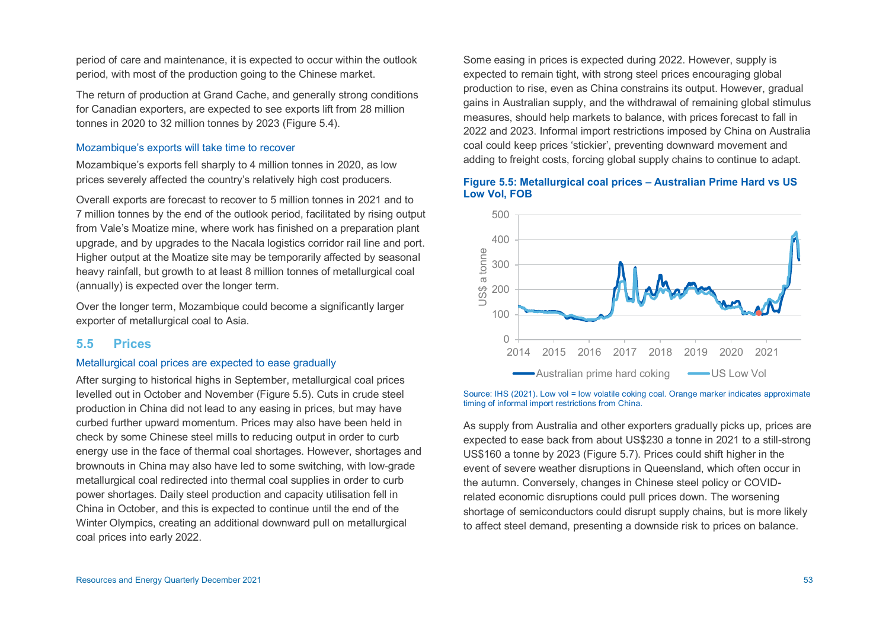period of care and maintenance, it is expected to occur within the outlook period, with most of the production going to the Chinese market.

The return of production at Grand Cache, and generally strong conditions for Canadian exporters, are expected to see exports lift from 28 million tonnes in 2020 to 32 million tonnes by 2023 (Figure 5.4).

### Mozambique's exports will take time to recover

Mozambique's exports fell sharply to 4 million tonnes in 2020, as low prices severely affected the country's relatively high cost producers.

Overall exports are forecast to recover to 5 million tonnes in 2021 and to 7 million tonnes by the end of the outlook period, facilitated by rising output from Vale's Moatize mine, where work has finished on a preparation plant upgrade, and by upgrades to the Nacala logistics corridor rail line and port. Higher output at the Moatize site may be temporarily affected by seasonal heavy rainfall, but growth to at least 8 million tonnes of metallurgical coal (annually) is expected over the longer term.

Over the longer term, Mozambique could become a significantly larger exporter of metallurgical coal to Asia.

## 5.5 Prices

### Metallurgical coal prices are expected to ease gradually

After surging to historical highs in September, metallurgical coal prices levelled out in October and November (Figure 5.5). Cuts in crude steel production in China did not lead to any easing in prices, but may have curbed further upward momentum. Prices may also have been held in check by some Chinese steel mills to reducing output in order to curb energy use in the face of thermal coal shortages. However, shortages and brownouts in China may also have led to some switching, with low-grade metallurgical coal redirected into thermal coal supplies in order to curb power shortages. Daily steel production and capacity utilisation fell in China in October, and this is expected to continue until the end of the Winter Olympics, creating an additional downward pull on metallurgical coal prices into early 2022.

Some easing in prices is expected during 2022. However, supply is expected to remain tight, with strong steel prices encouraging global production to rise, even as China constrains its output. However, gradual gains in Australian supply, and the withdrawal of remaining global stimulus measures, should help markets to balance, with prices forecast to fall in 2022 and 2023. Informal import restrictions imposed by China on Australia coal could keep prices 'stickier', preventing downward movement and adding to freight costs, forcing global supply chains to continue to adapt.

**Figure 5.5: Metallurgical coal prices – Australian Prime Hard vs US Low Vol, FOB**

Source: IHS (2021). Low vol = low volatile coking coal. Orange marker indicates approximate timing of informal import restrictions from China.

As supply from Australia and other exporters gradually picks up, prices are expected to ease back from about US$230 a tonne in 2021 to a still-strong US$160 a tonne by 2023 (Figure 5.7). Prices could shift higher in the event of severe weather disruptions in Queensland, which often occur in the autumn. Conversely, changes in Chinese steel policy or COVID-related economic disruptions could pull prices down. The worsening shortage of semiconductors could disrupt supply chains, but is more likely to affect steel demand, presenting a downside risk to prices on balance.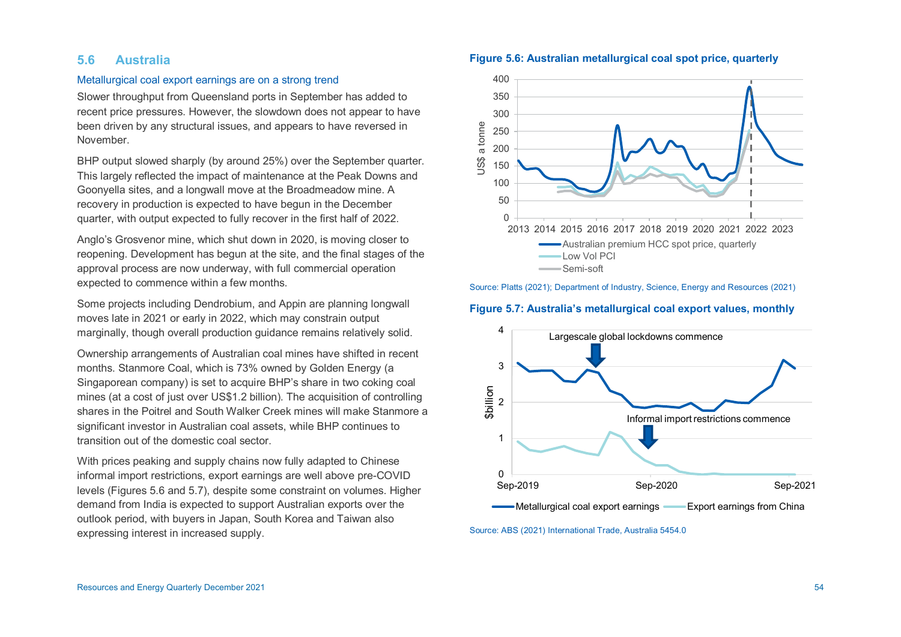## 5.6 Australia

### Metallurgical coal export earnings are on a strong trend

Slower throughput from Queensland ports in September has added to recent price pressures. However, the slowdown does not appear to have been driven by any structural issues, and appears to have reversed in November.

BHP output slowed sharply (by around 25%) over the September quarter. This largely reflected the impact of maintenance at the Peak Downs and Goonyella sites, and a longwall move at the Broadmeadow mine. A recovery in production is expected to have begun in the December quarter, with output expected to fully recover in the first half of 2022.

Anglo's Grosvenor mine, which shut down in 2020, is moving closer to reopening. Development has begun at the site, and the final stages of the approval process are now underway, with full commercial operation expected to commence within a few months.

Some projects including Dendrobium, and Appin are planning longwall moves late in 2021 or early in 2022, which may constrain output marginally, though overall production guidance remains relatively solid.

Ownership arrangements of Australian coal mines have shifted in recent months. Stanmore Coal, which is 73% owned by Golden Energy (a Singaporean company) is set to acquire BHP's share in two coking coal mines (at a cost of just over US$1.2 billion). The acquisition of controlling shares in the Poitrel and South Walker Creek mines will make Stanmore a significant investor in Australian coal assets, while BHP continues to transition out of the domestic coal sector.

With prices peaking and supply chains now fully adapted to Chinese informal import restrictions, export earnings are well above pre-COVID levels (Figures 5.6 and 5.7), despite some constraint on volumes. Higher demand from India is expected to support Australian exports over the outlook period, with buyers in Japan, South Korea and Taiwan also expressing interest in increased supply.

**Figure 5.6: Australian metallurgical coal spot price, quarterly**

Source: Platts (2021); Department of Industry, Science, Energy and Resources (2021)

**Figure 5.7: Australia's metallurgical coal export values, monthly**

Source: ABS (2021) International Trade, Australia 5454.0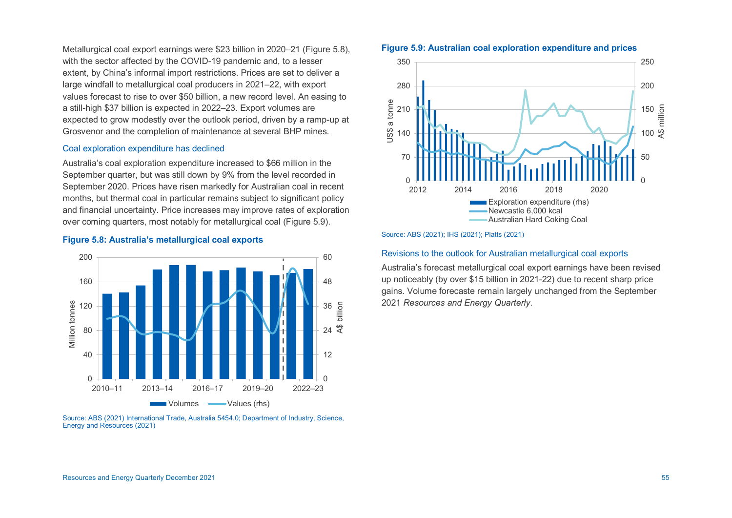Metallurgical coal export earnings were $23 billion in 2020–21 (Figure 5.8), with the sector affected by the COVID-19 pandemic and, to a lesser extent, by China's informal import restrictions. Prices are set to deliver a large windfall to metallurgical coal producers in 2021–22, with export values forecast to rise to over $50 billion, a new record level. An easing to a still-high $37 billion is expected in 2022–23. Export volumes are expected to grow modestly over the outlook period, driven by a ramp-up at Grosvenor and the completion of maintenance at several BHP mines.

### Coal exploration expenditure has declined

Australia's coal exploration expenditure increased to $66 million in the September quarter, but was still down by 9% from the level recorded in September 2020. Prices have risen markedly for Australian coal in recent months, but thermal coal in particular remains subject to significant policy and financial uncertainty. Price increases may improve rates of exploration over coming quarters, most notably for metallurgical coal (Figure 5.9).

**Figure 5.8: Australia's metallurgical coal exports**

Source: ABS (2021) International Trade, Australia 5454.0; Department of Industry, Science, Energy and Resources (2021)

**Figure 5.9: Australian coal exploration expenditure and prices**

Source: ABS (2021); IHS (2021); Platts (2021)

### Revisions to the outlook for Australian metallurgical coal exports

Australia's forecast metallurgical coal export earnings have been revised up noticeably (by over $15 billion in 2021-22) due to recent sharp price gains. Volume forecaste remain largely unchanged from the September 2021 *Resources and Energy Quarterly*.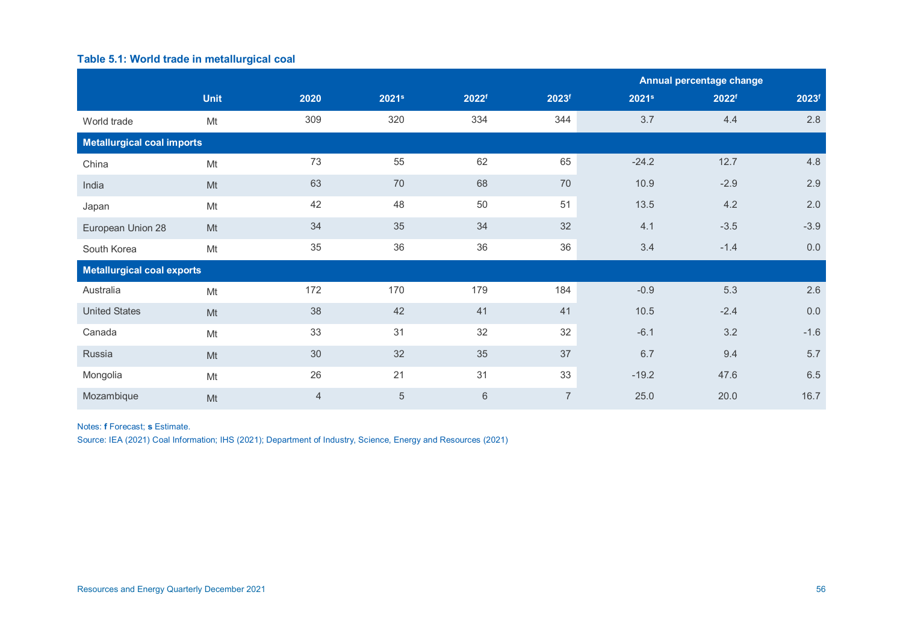**Table 5.1: World trade in metallurgical coal**

| | Unit | 2020 | 2021s | 2022f | 2023f | Annual percentage change 2021s | 2022f | 2023f |
|---|---|---|---|---|---|---|---|---|
| World trade | Mt | 309 | 320 | 334 | 344 | 3.7 | 4.4 | 2.8 |
| **Metallurgical coal imports** | | | | | | | | |
| China | Mt | 73 | 55 | 62 | 65 | -24.2 | 12.7 | 4.8 |
| India | Mt | 63 | 70 | 68 | 70 | 10.9 | -2.9 | 2.9 |
| Japan | Mt | 42 | 48 | 50 | 51 | 13.5 | 4.2 | 2.0 |
| European Union 28 | Mt | 34 | 35 | 34 | 32 | 4.1 | -3.5 | -3.9 |
| South Korea | Mt | 35 | 36 | 36 | 36 | 3.4 | -1.4 | 0.0 |
| **Metallurgical coal exports** | | | | | | | | |
| Australia | Mt | 172 | 170 | 179 | 184 | -0.9 | 5.3 | 2.6 |
| United States | Mt | 38 | 42 | 41 | 41 | 10.5 | -2.4 | 0.0 |
| Canada | Mt | 33 | 31 | 32 | 32 | -6.1 | 3.2 | -1.6 |
| Russia | Mt | 30 | 32 | 35 | 37 | 6.7 | 9.4 | 5.7 |
| Mongolia | Mt | 26 | 21 | 31 | 33 | -19.2 | 47.6 | 6.5 |
| Mozambique | Mt | 4 | 5 | 6 | 7 | 25.0 | 20.0 | 16.7 |

Notes: **f** Forecast; **s** Estimate.

Source: IEA (2021) Coal Information; IHS (2021); Department of Industry, Science, Energy and Resources (2021)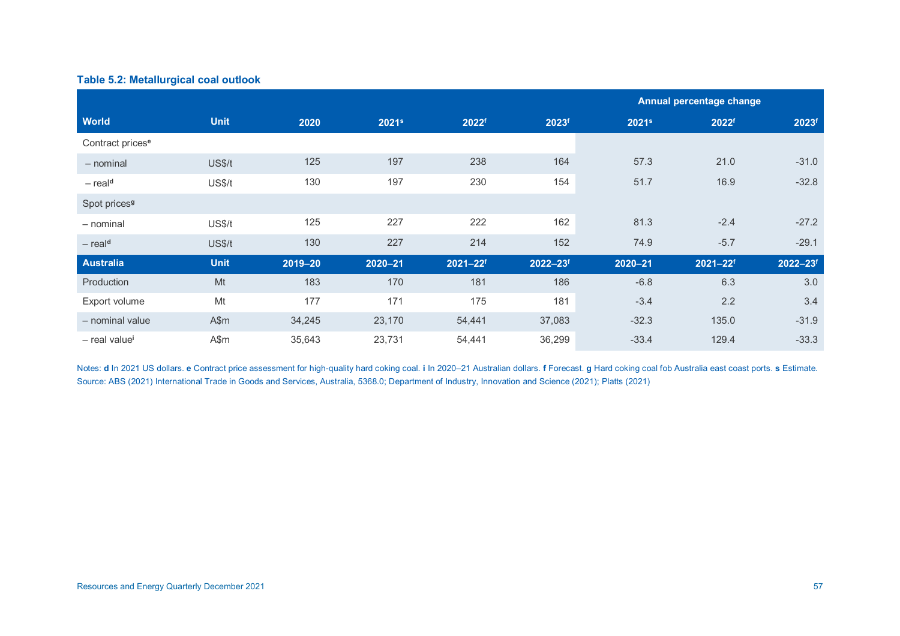### Table 5.2: Metallurgical coal outlook

| | | | | | | Annual percentage change | | |
|---|---|---|---|---|---|---|---|---|
| **World** | **Unit** | **2020** | **2021[s]** | **2022[f]** | **2023[f]** | **2021[s]** | **2022[f]** | **2023[f]** |
| Contract prices[e] | | | | | | | | |
| – nominal | US$/t | 125 | 197 | 238 | 164 | 57.3 | 21.0 | -31.0 |
| – real[d] | US$/t | 130 | 197 | 230 | 154 | 51.7 | 16.9 | -32.8 |
| Spot prices[g] | | | | | | | | |
| – nominal | US$/t | 125 | 227 | 222 | 162 | 81.3 | -2.4 | -27.2 |
| – real[d] | US$/t | 130 | 227 | 214 | 152 | 74.9 | -5.7 | -29.1 |
| **Australia** | **Unit** | **2019–20** | **2020–21** | **2021–22[f]** | **2022–23[f]** | **2020–21** | **2021–22[f]** | **2022–23[f]** |
| Production | Mt | 183 | 170 | 181 | 186 | -6.8 | 6.3 | 3.0 |
| Export volume | Mt | 177 | 171 | 175 | 181 | -3.4 | 2.2 | 3.4 |
| – nominal value | A$m | 34,245 | 23,170 | 54,441 | 37,083 | -32.3 | 135.0 | -31.9 |
| – real value[i] | A$m | 35,643 | 23,731 | 54,441 | 36,299 | -33.4 | 129.4 | -33.3 |

Notes: **d** In 2021 US dollars. **e** Contract price assessment for high-quality hard coking coal. **i** In 2020–21 Australian dollars. **f** Forecast. **g** Hard coking coal fob Australia east coast ports. **s** Estimate.
Source: ABS (2021) International Trade in Goods and Services, Australia, 5368.0; Department of Industry, Innovation and Science (2021); Platts (2021)